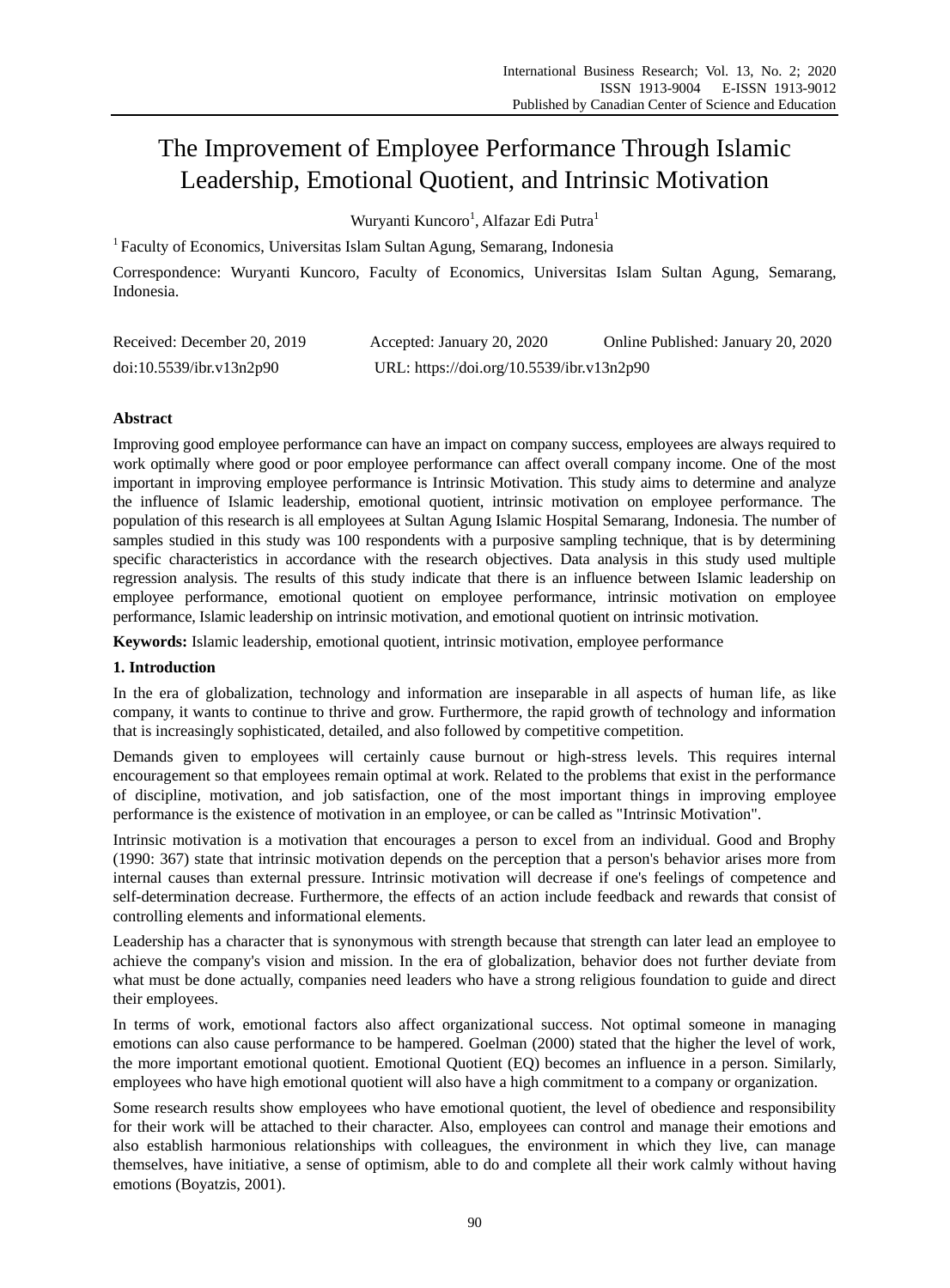# The Improvement of Employee Performance Through Islamic Leadership, Emotional Quotient, and Intrinsic Motivation

Wuryanti Kuncoro[1], Alfazar Edi Putra[1]

[1] Faculty of Economics, Universitas Islam Sultan Agung, Semarang, Indonesia

Correspondence: Wuryanti Kuncoro, Faculty of Economics, Universitas Islam Sultan Agung, Semarang, Indonesia.

Received: December 20, 2019 Accepted: January 20, 2020 Online Published: January 20, 2020

doi:10.5539/ibr.v13n2p90 URL: https://doi.org/10.5539/ibr.v13n2p90

## Abstract

Improving good employee performance can have an impact on company success, employees are always required to work optimally where good or poor employee performance can affect overall company income. One of the most important in improving employee performance is Intrinsic Motivation. This study aims to determine and analyze the influence of Islamic leadership, emotional quotient, intrinsic motivation on employee performance. The population of this research is all employees at Sultan Agung Islamic Hospital Semarang, Indonesia. The number of samples studied in this study was 100 respondents with a purposive sampling technique, that is by determining specific characteristics in accordance with the research objectives. Data analysis in this study used multiple regression analysis. The results of this study indicate that there is an influence between Islamic leadership on employee performance, emotional quotient on employee performance, intrinsic motivation on employee performance, Islamic leadership on intrinsic motivation, and emotional quotient on intrinsic motivation.

**Keywords:** Islamic leadership, emotional quotient, intrinsic motivation, employee performance

## 1. Introduction

In the era of globalization, technology and information are inseparable in all aspects of human life, as like company, it wants to continue to thrive and grow. Furthermore, the rapid growth of technology and information that is increasingly sophisticated, detailed, and also followed by competitive competition.

Demands given to employees will certainly cause burnout or high-stress levels. This requires internal encouragement so that employees remain optimal at work. Related to the problems that exist in the performance of discipline, motivation, and job satisfaction, one of the most important things in improving employee performance is the existence of motivation in an employee, or can be called as "Intrinsic Motivation".

Intrinsic motivation is a motivation that encourages a person to excel from an individual. Good and Brophy (1990: 367) state that intrinsic motivation depends on the perception that a person's behavior arises more from internal causes than external pressure. Intrinsic motivation will decrease if one's feelings of competence and self-determination decrease. Furthermore, the effects of an action include feedback and rewards that consist of controlling elements and informational elements.

Leadership has a character that is synonymous with strength because that strength can later lead an employee to achieve the company's vision and mission. In the era of globalization, behavior does not further deviate from what must be done actually, companies need leaders who have a strong religious foundation to guide and direct their employees.

In terms of work, emotional factors also affect organizational success. Not optimal someone in managing emotions can also cause performance to be hampered. Goelman (2000) stated that the higher the level of work, the more important emotional quotient. Emotional Quotient (EQ) becomes an influence in a person. Similarly, employees who have high emotional quotient will also have a high commitment to a company or organization.

Some research results show employees who have emotional quotient, the level of obedience and responsibility for their work will be attached to their character. Also, employees can control and manage their emotions and also establish harmonious relationships with colleagues, the environment in which they live, can manage themselves, have initiative, a sense of optimism, able to do and complete all their work calmly without having emotions (Boyatzis, 2001).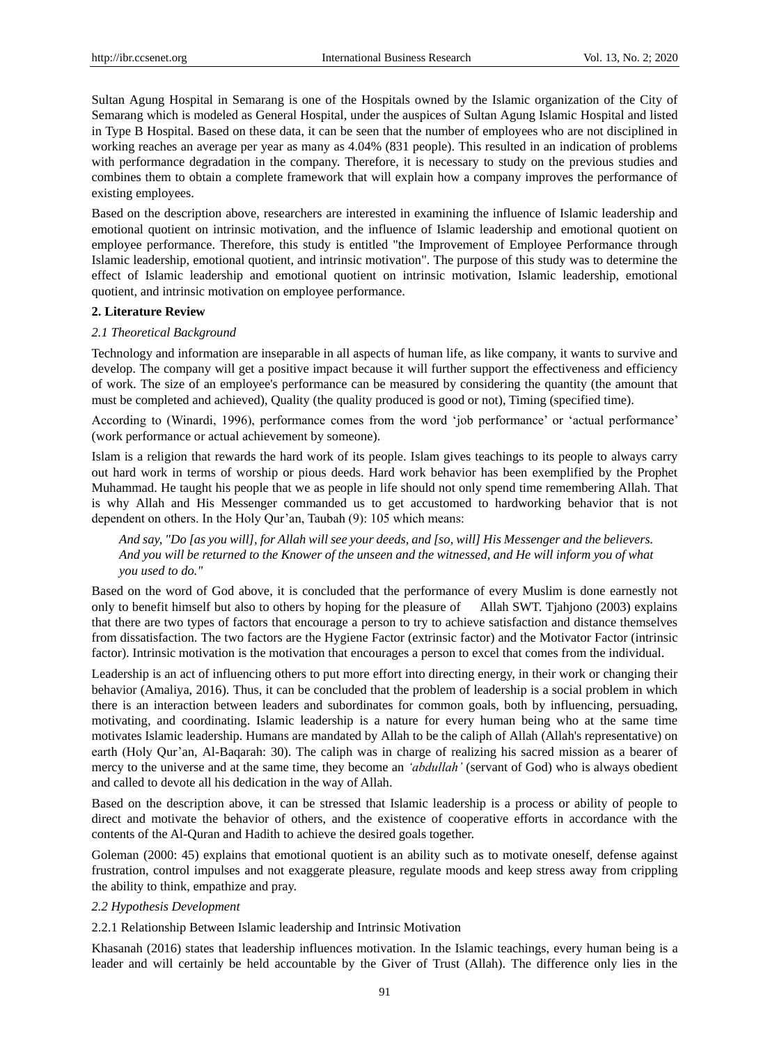Sultan Agung Hospital in Semarang is one of the Hospitals owned by the Islamic organization of the City of Semarang which is modeled as General Hospital, under the auspices of Sultan Agung Islamic Hospital and listed in Type B Hospital. Based on these data, it can be seen that the number of employees who are not disciplined in working reaches an average per year as many as 4.04% (831 people). This resulted in an indication of problems with performance degradation in the company. Therefore, it is necessary to study on the previous studies and combines them to obtain a complete framework that will explain how a company improves the performance of existing employees.

Based on the description above, researchers are interested in examining the influence of Islamic leadership and emotional quotient on intrinsic motivation, and the influence of Islamic leadership and emotional quotient on employee performance. Therefore, this study is entitled "the Improvement of Employee Performance through Islamic leadership, emotional quotient, and intrinsic motivation". The purpose of this study was to determine the effect of Islamic leadership and emotional quotient on intrinsic motivation, Islamic leadership, emotional quotient, and intrinsic motivation on employee performance.

## 2. Literature Review

### *2.1 Theoretical Background*

Technology and information are inseparable in all aspects of human life, as like company, it wants to survive and develop. The company will get a positive impact because it will further support the effectiveness and efficiency of work. The size of an employee's performance can be measured by considering the quantity (the amount that must be completed and achieved), Quality (the quality produced is good or not), Timing (specified time).

According to (Winardi, 1996), performance comes from the word 'job performance' or 'actual performance' (work performance or actual achievement by someone).

Islam is a religion that rewards the hard work of its people. Islam gives teachings to its people to always carry out hard work in terms of worship or pious deeds. Hard work behavior has been exemplified by the Prophet Muhammad. He taught his people that we as people in life should not only spend time remembering Allah. That is why Allah and His Messenger commanded us to get accustomed to hardworking behavior that is not dependent on others. In the Holy Qur'an, Taubah (9): 105 which means:

> *And say, "Do [as you will], for Allah will see your deeds, and [so, will] His Messenger and the believers. And you will be returned to the Knower of the unseen and the witnessed, and He will inform you of what you used to do."*

Based on the word of God above, it is concluded that the performance of every Muslim is done earnestly not only to benefit himself but also to others by hoping for the pleasure of Allah SWT. Tjahjono (2003) explains that there are two types of factors that encourage a person to try to achieve satisfaction and distance themselves from dissatisfaction. The two factors are the Hygiene Factor (extrinsic factor) and the Motivator Factor (intrinsic factor). Intrinsic motivation is the motivation that encourages a person to excel that comes from the individual.

Leadership is an act of influencing others to put more effort into directing energy, in their work or changing their behavior (Amaliya, 2016). Thus, it can be concluded that the problem of leadership is a social problem in which there is an interaction between leaders and subordinates for common goals, both by influencing, persuading, motivating, and coordinating. Islamic leadership is a nature for every human being who at the same time motivates Islamic leadership. Humans are mandated by Allah to be the caliph of Allah (Allah's representative) on earth (Holy Qur'an, Al-Baqarah: 30). The caliph was in charge of realizing his sacred mission as a bearer of mercy to the universe and at the same time, they become an *'abdullah'* (servant of God) who is always obedient and called to devote all his dedication in the way of Allah.

Based on the description above, it can be stressed that Islamic leadership is a process or ability of people to direct and motivate the behavior of others, and the existence of cooperative efforts in accordance with the contents of the Al-Quran and Hadith to achieve the desired goals together.

Goleman (2000: 45) explains that emotional quotient is an ability such as to motivate oneself, defense against frustration, control impulses and not exaggerate pleasure, regulate moods and keep stress away from crippling the ability to think, empathize and pray.

### *2.2 Hypothesis Development*

#### 2.2.1 Relationship Between Islamic leadership and Intrinsic Motivation

Khasanah (2016) states that leadership influences motivation. In the Islamic teachings, every human being is a leader and will certainly be held accountable by the Giver of Trust (Allah). The difference only lies in the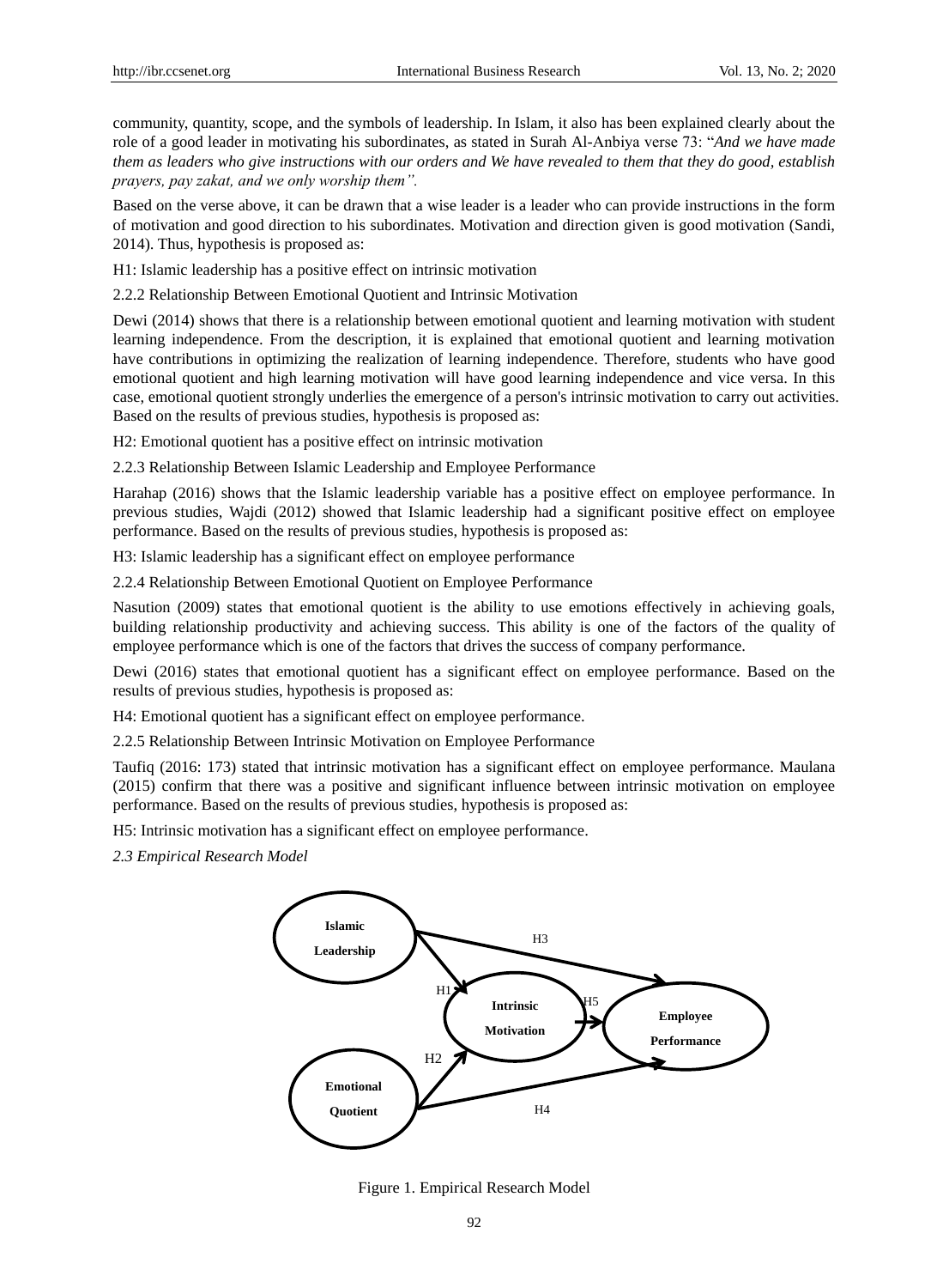community, quantity, scope, and the symbols of leadership. In Islam, it also has been explained clearly about the role of a good leader in motivating his subordinates, as stated in Surah Al-Anbiya verse 73: "*And we have made them as leaders who give instructions with our orders and We have revealed to them that they do good, establish prayers, pay zakat, and we only worship them".*

Based on the verse above, it can be drawn that a wise leader is a leader who can provide instructions in the form of motivation and good direction to his subordinates. Motivation and direction given is good motivation (Sandi, 2014). Thus, hypothesis is proposed as:

H1: Islamic leadership has a positive effect on intrinsic motivation

2.2.2 Relationship Between Emotional Quotient and Intrinsic Motivation

Dewi (2014) shows that there is a relationship between emotional quotient and learning motivation with student learning independence. From the description, it is explained that emotional quotient and learning motivation have contributions in optimizing the realization of learning independence. Therefore, students who have good emotional quotient and high learning motivation will have good learning independence and vice versa. In this case, emotional quotient strongly underlies the emergence of a person's intrinsic motivation to carry out activities. Based on the results of previous studies, hypothesis is proposed as:

H2: Emotional quotient has a positive effect on intrinsic motivation

2.2.3 Relationship Between Islamic Leadership and Employee Performance

Harahap (2016) shows that the Islamic leadership variable has a positive effect on employee performance. In previous studies, Wajdi (2012) showed that Islamic leadership had a significant positive effect on employee performance. Based on the results of previous studies, hypothesis is proposed as:

H3: Islamic leadership has a significant effect on employee performance

2.2.4 Relationship Between Emotional Quotient on Employee Performance

Nasution (2009) states that emotional quotient is the ability to use emotions effectively in achieving goals, building relationship productivity and achieving success. This ability is one of the factors of the quality of employee performance which is one of the factors that drives the success of company performance.

Dewi (2016) states that emotional quotient has a significant effect on employee performance. Based on the results of previous studies, hypothesis is proposed as:

H4: Emotional quotient has a significant effect on employee performance.

2.2.5 Relationship Between Intrinsic Motivation on Employee Performance

Taufiq (2016: 173) stated that intrinsic motivation has a significant effect on employee performance. Maulana (2015) confirm that there was a positive and significant influence between intrinsic motivation on employee performance. Based on the results of previous studies, hypothesis is proposed as:

H5: Intrinsic motivation has a significant effect on employee performance.

*2.3 Empirical Research Model*

Figure 1. Empirical Research Model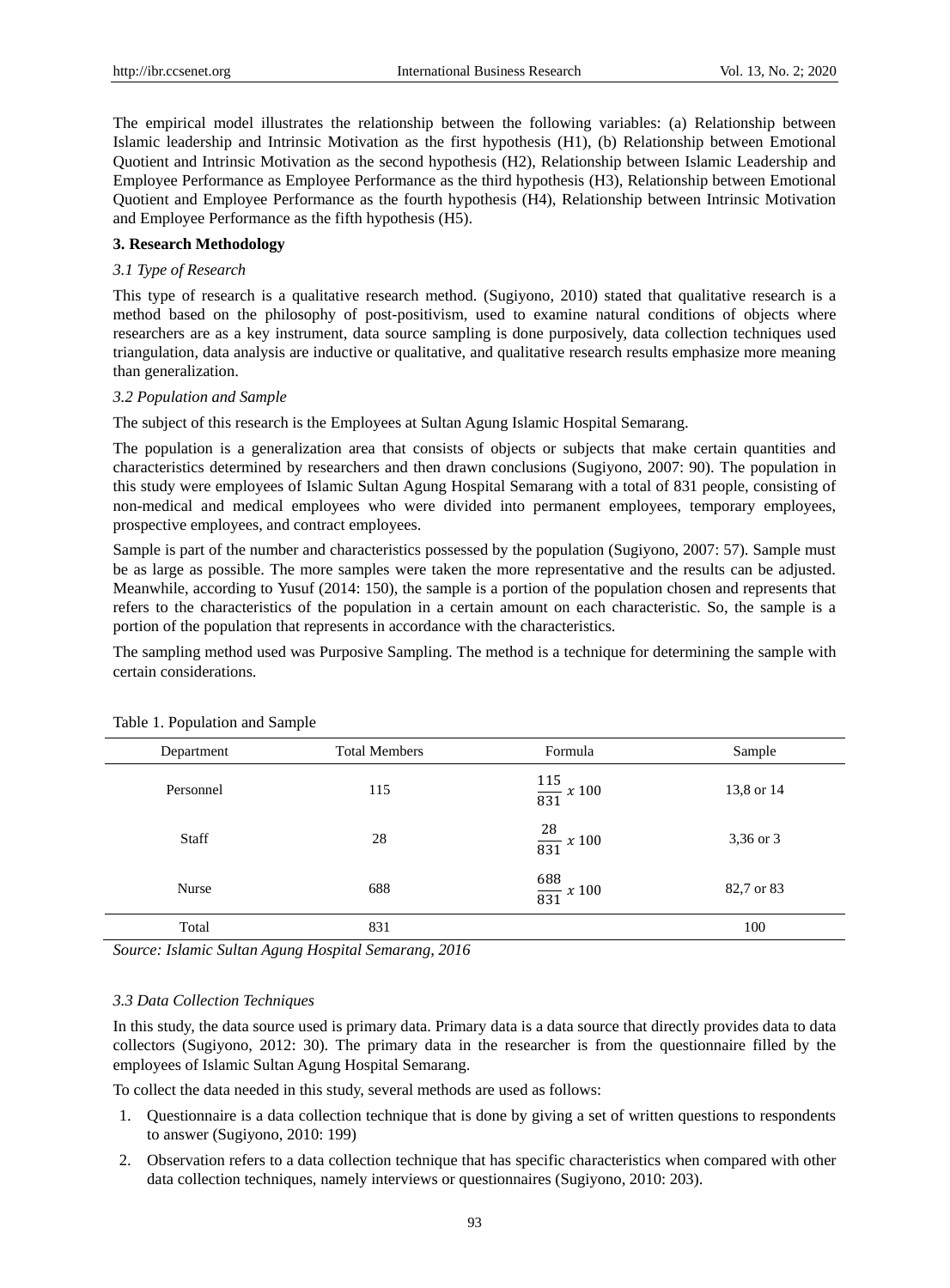The empirical model illustrates the relationship between the following variables: (a) Relationship between Islamic leadership and Intrinsic Motivation as the first hypothesis (H1), (b) Relationship between Emotional Quotient and Intrinsic Motivation as the second hypothesis (H2), Relationship between Islamic Leadership and Employee Performance as Employee Performance as the third hypothesis (H3), Relationship between Emotional Quotient and Employee Performance as the fourth hypothesis (H4), Relationship between Intrinsic Motivation and Employee Performance as the fifth hypothesis (H5).

## 3. Research Methodology

### *3.1 Type of Research*

This type of research is a qualitative research method. (Sugiyono, 2010) stated that qualitative research is a method based on the philosophy of post-positivism, used to examine natural conditions of objects where researchers are as a key instrument, data source sampling is done purposively, data collection techniques used triangulation, data analysis are inductive or qualitative, and qualitative research results emphasize more meaning than generalization.

### *3.2 Population and Sample*

The subject of this research is the Employees at Sultan Agung Islamic Hospital Semarang.

The population is a generalization area that consists of objects or subjects that make certain quantities and characteristics determined by researchers and then drawn conclusions (Sugiyono, 2007: 90). The population in this study were employees of Islamic Sultan Agung Hospital Semarang with a total of 831 people, consisting of non-medical and medical employees who were divided into permanent employees, temporary employees, prospective employees, and contract employees.

Sample is part of the number and characteristics possessed by the population (Sugiyono, 2007: 57). Sample must be as large as possible. The more samples were taken the more representative and the results can be adjusted. Meanwhile, according to Yusuf (2014: 150), the sample is a portion of the population chosen and represents that refers to the characteristics of the population in a certain amount on each characteristic. So, the sample is a portion of the population that represents in accordance with the characteristics.

The sampling method used was Purposive Sampling. The method is a technique for determining the sample with certain considerations.

Table 1. Population and Sample

| Department | Total Members | Formula | Sample |
|---|---|---|---|
| Personnel | 115 | $\frac{115}{831}\ x\ 100$ | 13,8 or 14 |
| Staff | 28 | $\frac{28}{831}\ x\ 100$ | 3,36 or 3 |
| Nurse | 688 | $\frac{688}{831}\ x\ 100$ | 82,7 or 83 |
| Total | 831 | | 100 |

*Source: Islamic Sultan Agung Hospital Semarang, 2016*

### *3.3 Data Collection Techniques*

In this study, the data source used is primary data. Primary data is a data source that directly provides data to data collectors (Sugiyono, 2012: 30). The primary data in the researcher is from the questionnaire filled by the employees of Islamic Sultan Agung Hospital Semarang.

To collect the data needed in this study, several methods are used as follows:

1. Questionnaire is a data collection technique that is done by giving a set of written questions to respondents to answer (Sugiyono, 2010: 199)
2. Observation refers to a data collection technique that has specific characteristics when compared with other data collection techniques, namely interviews or questionnaires (Sugiyono, 2010: 203).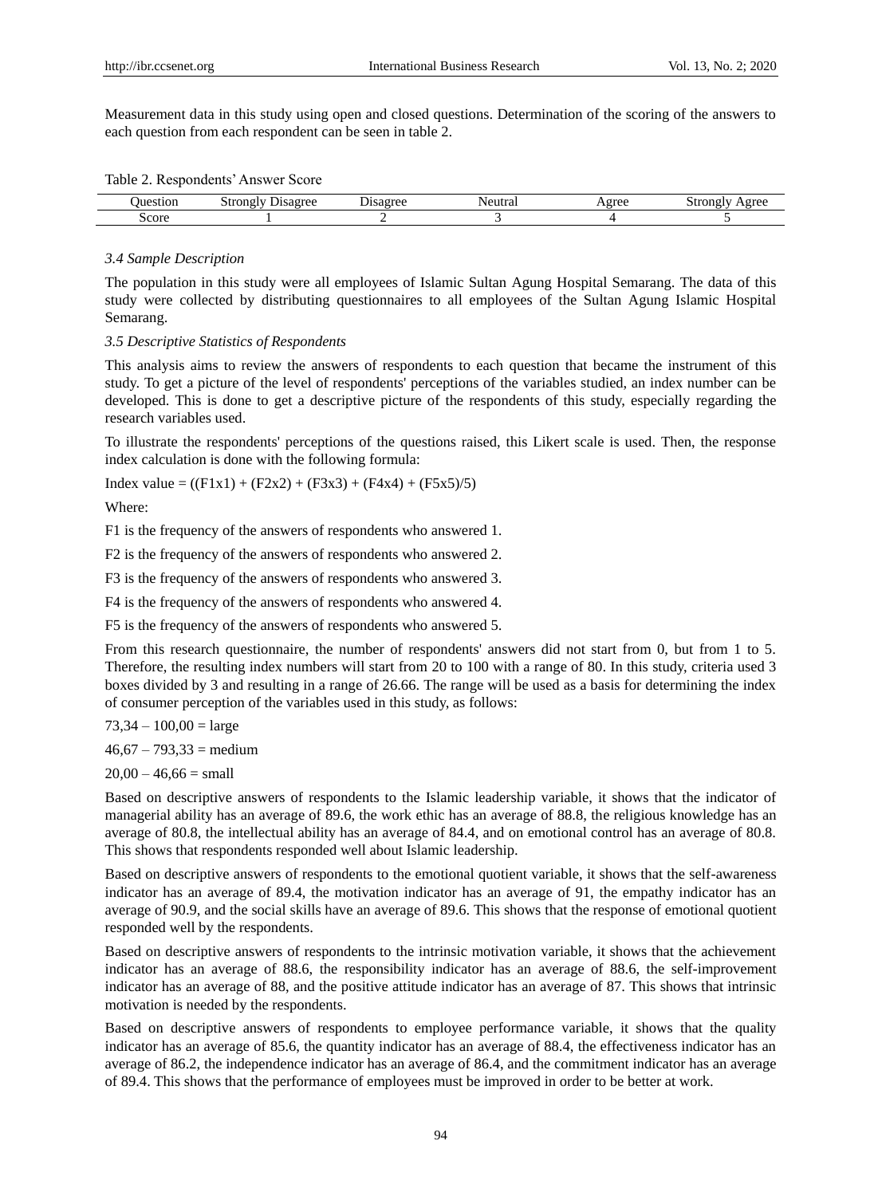Measurement data in this study using open and closed questions. Determination of the scoring of the answers to each question from each respondent can be seen in table 2.

Table 2. Respondents' Answer Score

| Question | Strongly Disagree | Disagree | Neutral | Agree | Strongly Agree |
|---|---|---|---|---|---|
| Score | 1 | 2 | 3 | 4 | 5 |

### *3.4 Sample Description*

The population in this study were all employees of Islamic Sultan Agung Hospital Semarang. The data of this study were collected by distributing questionnaires to all employees of the Sultan Agung Islamic Hospital Semarang.

### *3.5 Descriptive Statistics of Respondents*

This analysis aims to review the answers of respondents to each question that became the instrument of this study. To get a picture of the level of respondents' perceptions of the variables studied, an index number can be developed. This is done to get a descriptive picture of the respondents of this study, especially regarding the research variables used.

To illustrate the respondents' perceptions of the questions raised, this Likert scale is used. Then, the response index calculation is done with the following formula:

Index value = ((F1x1) + (F2x2) + (F3x3) + (F4x4) + (F5x5)/5)

Where:

F1 is the frequency of the answers of respondents who answered 1.

F2 is the frequency of the answers of respondents who answered 2.

F3 is the frequency of the answers of respondents who answered 3.

F4 is the frequency of the answers of respondents who answered 4.

F5 is the frequency of the answers of respondents who answered 5.

From this research questionnaire, the number of respondents' answers did not start from 0, but from 1 to 5. Therefore, the resulting index numbers will start from 20 to 100 with a range of 80. In this study, criteria used 3 boxes divided by 3 and resulting in a range of 26.66. The range will be used as a basis for determining the index of consumer perception of the variables used in this study, as follows:

73,34 – 100,00 = large

46,67 – 793,33 = medium

20,00 – 46,66 = small

Based on descriptive answers of respondents to the Islamic leadership variable, it shows that the indicator of managerial ability has an average of 89.6, the work ethic has an average of 88.8, the religious knowledge has an average of 80.8, the intellectual ability has an average of 84.4, and on emotional control has an average of 80.8. This shows that respondents responded well about Islamic leadership.

Based on descriptive answers of respondents to the emotional quotient variable, it shows that the self-awareness indicator has an average of 89.4, the motivation indicator has an average of 91, the empathy indicator has an average of 90.9, and the social skills have an average of 89.6. This shows that the response of emotional quotient responded well by the respondents.

Based on descriptive answers of respondents to the intrinsic motivation variable, it shows that the achievement indicator has an average of 88.6, the responsibility indicator has an average of 88.6, the self-improvement indicator has an average of 88, and the positive attitude indicator has an average of 87. This shows that intrinsic motivation is needed by the respondents.

Based on descriptive answers of respondents to employee performance variable, it shows that the quality indicator has an average of 85.6, the quantity indicator has an average of 88.4, the effectiveness indicator has an average of 86.2, the independence indicator has an average of 86.4, and the commitment indicator has an average of 89.4. This shows that the performance of employees must be improved in order to be better at work.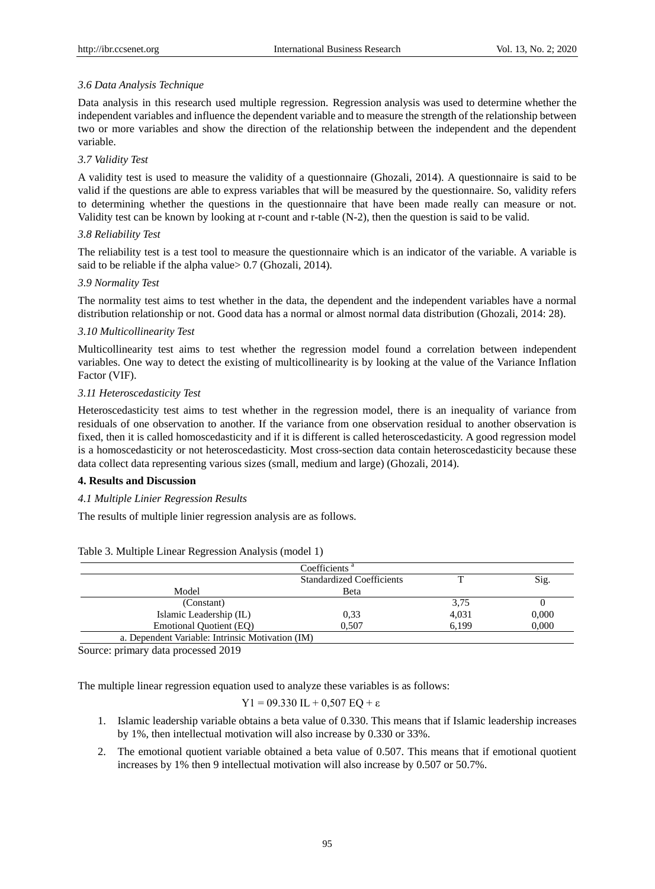### 3.6 Data Analysis Technique

Data analysis in this research used multiple regression. Regression analysis was used to determine whether the independent variables and influence the dependent variable and to measure the strength of the relationship between two or more variables and show the direction of the relationship between the independent and the dependent variable.

### 3.7 Validity Test

A validity test is used to measure the validity of a questionnaire (Ghozali, 2014). A questionnaire is said to be valid if the questions are able to express variables that will be measured by the questionnaire. So, validity refers to determining whether the questions in the questionnaire that have been made really can measure or not. Validity test can be known by looking at r-count and r-table (N-2), then the question is said to be valid.

### 3.8 Reliability Test

The reliability test is a test tool to measure the questionnaire which is an indicator of the variable. A variable is said to be reliable if the alpha value> 0.7 (Ghozali, 2014).

### 3.9 Normality Test

The normality test aims to test whether in the data, the dependent and the independent variables have a normal distribution relationship or not. Good data has a normal or almost normal data distribution (Ghozali, 2014: 28).

### 3.10 Multicollinearity Test

Multicollinearity test aims to test whether the regression model found a correlation between independent variables. One way to detect the existing of multicollinearity is by looking at the value of the Variance Inflation Factor (VIF).

### 3.11 Heteroscedasticity Test

Heteroscedasticity test aims to test whether in the regression model, there is an inequality of variance from residuals of one observation to another. If the variance from one observation residual to another observation is fixed, then it is called homoscedasticity and if it is different is called heteroscedasticity. A good regression model is a homoscedasticity or not heteroscedasticity. Most cross-section data contain heteroscedasticity because these data collect data representing various sizes (small, medium and large) (Ghozali, 2014).

## 4. Results and Discussion

### 4.1 Multiple Linier Regression Results

The results of multiple linier regression analysis are as follows.

Table 3. Multiple Linear Regression Analysis (model 1)

| Coefficients [a] | | | |
|---|---|---|---|
| | Standardized Coefficients | T | Sig. |
| Model | Beta | | |
| (Constant) | | 3,75 | 0 |
| Islamic Leadership (IL) | 0,33 | 4,031 | 0,000 |
| Emotional Quotient (EQ) | 0,507 | 6,199 | 0,000 |
| a. Dependent Variable: Intrinsic Motivation (IM) | | | |

Source: primary data processed 2019

The multiple linear regression equation used to analyze these variables is as follows:

$$Y1 = 09.330\ IL + 0{,}507\ EQ + \varepsilon$$

1. Islamic leadership variable obtains a beta value of 0.330. This means that if Islamic leadership increases by 1%, then intellectual motivation will also increase by 0.330 or 33%.
2. The emotional quotient variable obtained a beta value of 0.507. This means that if emotional quotient increases by 1% then 9 intellectual motivation will also increase by 0.507 or 50.7%.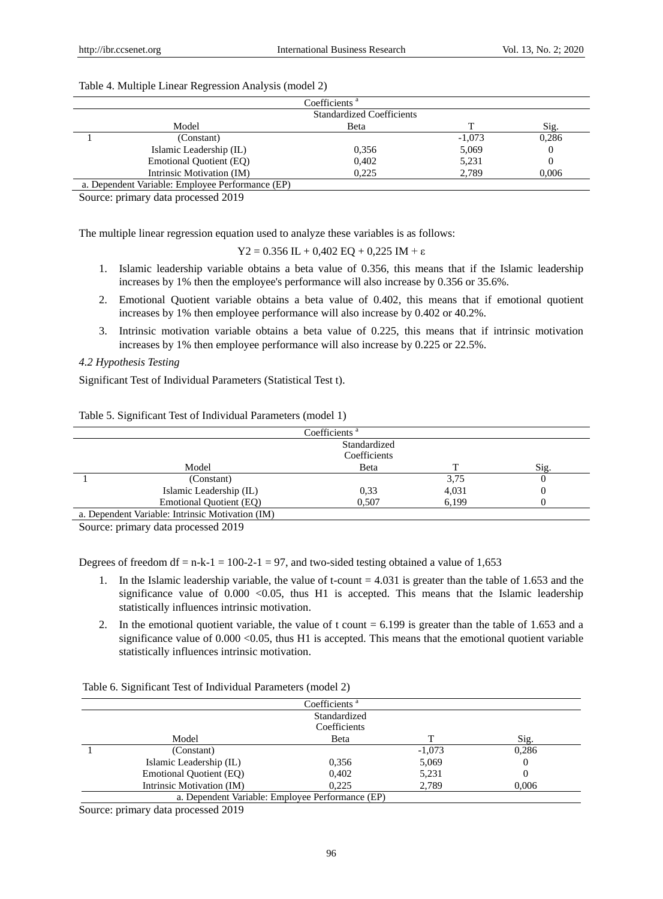Table 4. Multiple Linear Regression Analysis (model 2)

| Coefficients [a] | | | | |
|---|---|---|---|---|
| | | Standardized Coefficients | | |
| Model | | Beta | T | Sig. |
| 1 | (Constant) | | -1,073 | 0,286 |
| | Islamic Leadership (IL) | 0,356 | 5,069 | 0 |
| | Emotional Quotient (EQ) | 0,402 | 5,231 | 0 |
| | Intrinsic Motivation (IM) | 0,225 | 2,789 | 0,006 |

a. Dependent Variable: Employee Performance (EP)

Source: primary data processed 2019

The multiple linear regression equation used to analyze these variables is as follows:

$$Y2 = 0.356\ IL + 0{,}402\ EQ + 0{,}225\ IM + \varepsilon$$

1. Islamic leadership variable obtains a beta value of 0.356, this means that if the Islamic leadership increases by 1% then the employee's performance will also increase by 0.356 or 35.6%.
2. Emotional Quotient variable obtains a beta value of 0.402, this means that if emotional quotient increases by 1% then employee performance will also increase by 0.402 or 40.2%.
3. Intrinsic motivation variable obtains a beta value of 0.225, this means that if intrinsic motivation increases by 1% then employee performance will also increase by 0.225 or 22.5%.

### *4.2 Hypothesis Testing*

Significant Test of Individual Parameters (Statistical Test t).

Table 5. Significant Test of Individual Parameters (model 1)

| Coefficients [a] | | | | |
|---|---|---|---|---|
| | | Standardized Coefficients | | |
| Model | | Beta | T | Sig. |
| 1 | (Constant) | | 3,75 | 0 |
| | Islamic Leadership (IL) | 0,33 | 4,031 | 0 |
| | Emotional Quotient (EQ) | 0,507 | 6,199 | 0 |

a. Dependent Variable: Intrinsic Motivation (IM)

Source: primary data processed 2019

Degrees of freedom df = n-k-1 = 100-2-1 = 97, and two-sided testing obtained a value of 1,653

1. In the Islamic leadership variable, the value of t-count = 4.031 is greater than the table of 1.653 and the significance value of 0.000 <0.05, thus H1 is accepted. This means that the Islamic leadership statistically influences intrinsic motivation.
2. In the emotional quotient variable, the value of t count = 6.199 is greater than the table of 1.653 and a significance value of 0.000 <0.05, thus H1 is accepted. This means that the emotional quotient variable statistically influences intrinsic motivation.

Table 6. Significant Test of Individual Parameters (model 2)

| Coefficients [a] | | | | |
|---|---|---|---|---|
| | | Standardized Coefficients | | |
| Model | | Beta | T | Sig. |
| 1 | (Constant) | | -1,073 | 0,286 |
| | Islamic Leadership (IL) | 0,356 | 5,069 | 0 |
| | Emotional Quotient (EQ) | 0,402 | 5,231 | 0 |
| | Intrinsic Motivation (IM) | 0,225 | 2,789 | 0,006 |

a. Dependent Variable: Employee Performance (EP)

Source: primary data processed 2019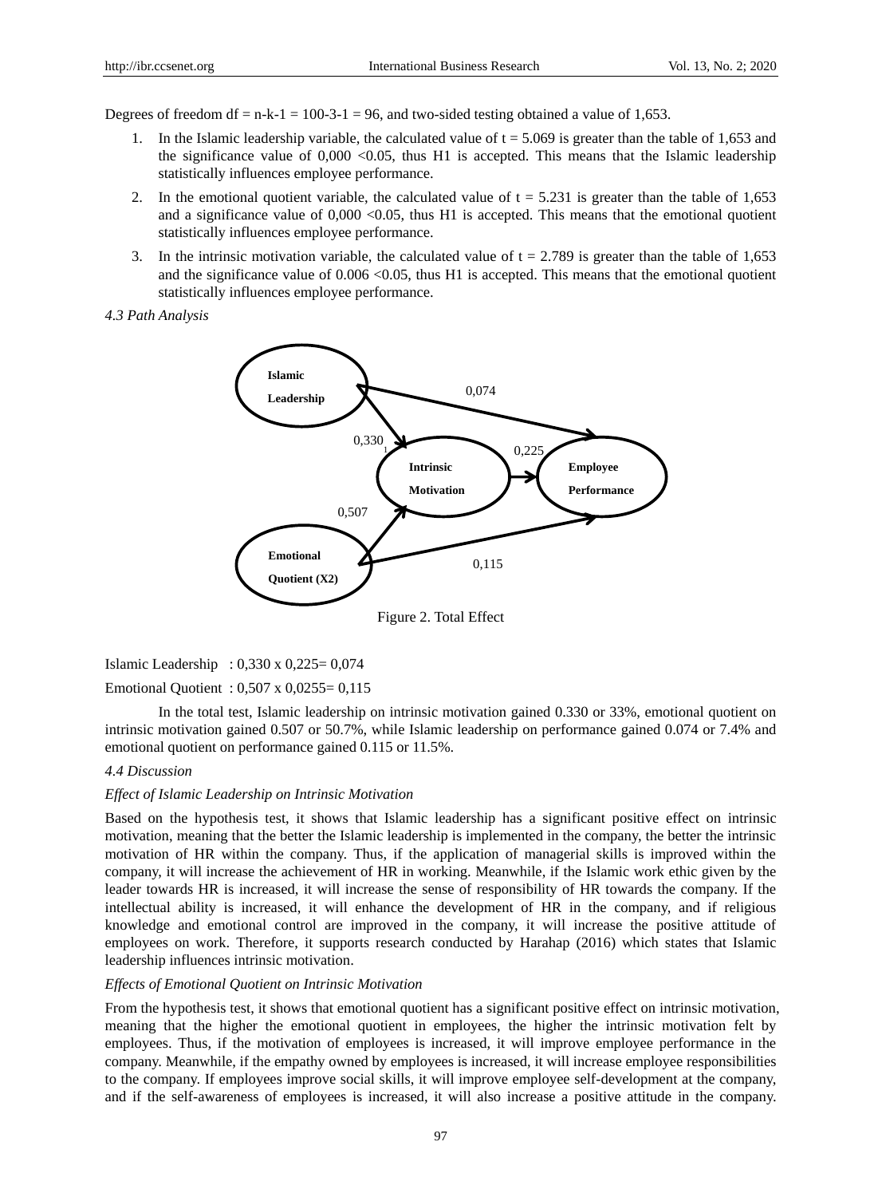Degrees of freedom df = n-k-1 = 100-3-1 = 96, and two-sided testing obtained a value of 1,653.

1. In the Islamic leadership variable, the calculated value of t = 5.069 is greater than the table of 1,653 and the significance value of 0,000 <0.05, thus H1 is accepted. This means that the Islamic leadership statistically influences employee performance.
2. In the emotional quotient variable, the calculated value of t = 5.231 is greater than the table of 1,653 and a significance value of 0,000 <0.05, thus H1 is accepted. This means that the emotional quotient statistically influences employee performance.
3. In the intrinsic motivation variable, the calculated value of t = 2.789 is greater than the table of 1,653 and the significance value of 0.006 <0.05, thus H1 is accepted. This means that the emotional quotient statistically influences employee performance.

*4.3 Path Analysis*

Figure 2. Total Effect

Islamic Leadership : 0,330 x 0,225= 0,074

Emotional Quotient : 0,507 x 0,0255= 0,115

In the total test, Islamic leadership on intrinsic motivation gained 0.330 or 33%, emotional quotient on intrinsic motivation gained 0.507 or 50.7%, while Islamic leadership on performance gained 0.074 or 7.4% and emotional quotient on performance gained 0.115 or 11.5%.

*4.4 Discussion*

*Effect of Islamic Leadership on Intrinsic Motivation*

Based on the hypothesis test, it shows that Islamic leadership has a significant positive effect on intrinsic motivation, meaning that the better the Islamic leadership is implemented in the company, the better the intrinsic motivation of HR within the company. Thus, if the application of managerial skills is improved within the company, it will increase the achievement of HR in working. Meanwhile, if the Islamic work ethic given by the leader towards HR is increased, it will increase the sense of responsibility of HR towards the company. If the intellectual ability is increased, it will enhance the development of HR in the company, and if religious knowledge and emotional control are improved in the company, it will increase the positive attitude of employees on work. Therefore, it supports research conducted by Harahap (2016) which states that Islamic leadership influences intrinsic motivation.

*Effects of Emotional Quotient on Intrinsic Motivation*

From the hypothesis test, it shows that emotional quotient has a significant positive effect on intrinsic motivation, meaning that the higher the emotional quotient in employees, the higher the intrinsic motivation felt by employees. Thus, if the motivation of employees is increased, it will improve employee performance in the company. Meanwhile, if the empathy owned by employees is increased, it will increase employee responsibilities to the company. If employees improve social skills, it will improve employee self-development at the company, and if the self-awareness of employees is increased, it will also increase a positive attitude in the company.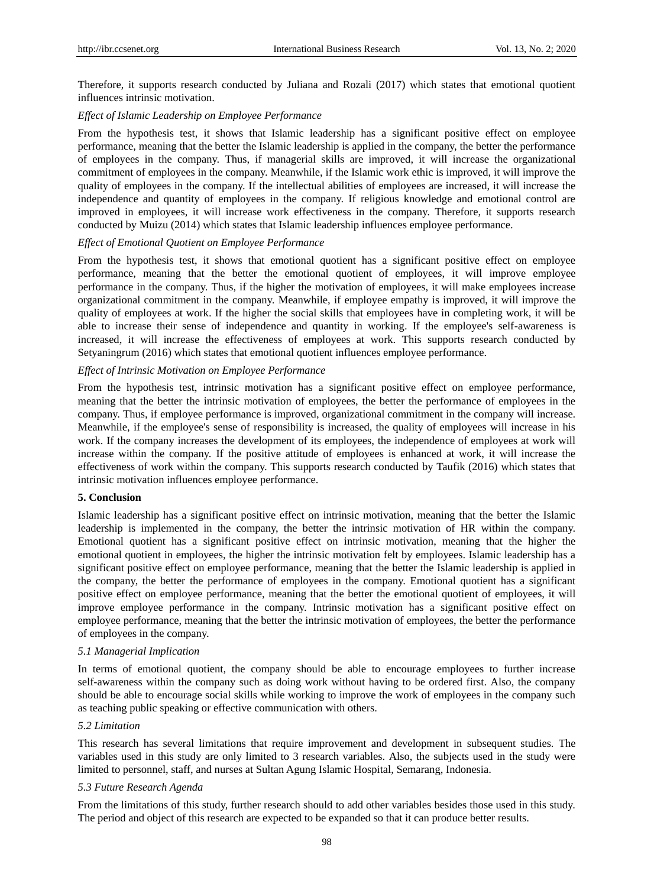Therefore, it supports research conducted by Juliana and Rozali (2017) which states that emotional quotient influences intrinsic motivation.

*Effect of Islamic Leadership on Employee Performance*

From the hypothesis test, it shows that Islamic leadership has a significant positive effect on employee performance, meaning that the better the Islamic leadership is applied in the company, the better the performance of employees in the company. Thus, if managerial skills are improved, it will increase the organizational commitment of employees in the company. Meanwhile, if the Islamic work ethic is improved, it will improve the quality of employees in the company. If the intellectual abilities of employees are increased, it will increase the independence and quantity of employees in the company. If religious knowledge and emotional control are improved in employees, it will increase work effectiveness in the company. Therefore, it supports research conducted by Muizu (2014) which states that Islamic leadership influences employee performance.

*Effect of Emotional Quotient on Employee Performance*

From the hypothesis test, it shows that emotional quotient has a significant positive effect on employee performance, meaning that the better the emotional quotient of employees, it will improve employee performance in the company. Thus, if the higher the motivation of employees, it will make employees increase organizational commitment in the company. Meanwhile, if employee empathy is improved, it will improve the quality of employees at work. If the higher the social skills that employees have in completing work, it will be able to increase their sense of independence and quantity in working. If the employee's self-awareness is increased, it will increase the effectiveness of employees at work. This supports research conducted by Setyaningrum (2016) which states that emotional quotient influences employee performance.

*Effect of Intrinsic Motivation on Employee Performance*

From the hypothesis test, intrinsic motivation has a significant positive effect on employee performance, meaning that the better the intrinsic motivation of employees, the better the performance of employees in the company. Thus, if employee performance is improved, organizational commitment in the company will increase. Meanwhile, if the employee's sense of responsibility is increased, the quality of employees will increase in his work. If the company increases the development of its employees, the independence of employees at work will increase within the company. If the positive attitude of employees is enhanced at work, it will increase the effectiveness of work within the company. This supports research conducted by Taufik (2016) which states that intrinsic motivation influences employee performance.

## 5. Conclusion

Islamic leadership has a significant positive effect on intrinsic motivation, meaning that the better the Islamic leadership is implemented in the company, the better the intrinsic motivation of HR within the company. Emotional quotient has a significant positive effect on intrinsic motivation, meaning that the higher the emotional quotient in employees, the higher the intrinsic motivation felt by employees. Islamic leadership has a significant positive effect on employee performance, meaning that the better the Islamic leadership is applied in the company, the better the performance of employees in the company. Emotional quotient has a significant positive effect on employee performance, meaning that the better the emotional quotient of employees, it will improve employee performance in the company. Intrinsic motivation has a significant positive effect on employee performance, meaning that the better the intrinsic motivation of employees, the better the performance of employees in the company.

### *5.1 Managerial Implication*

In terms of emotional quotient, the company should be able to encourage employees to further increase self-awareness within the company such as doing work without having to be ordered first. Also, the company should be able to encourage social skills while working to improve the work of employees in the company such as teaching public speaking or effective communication with others.

### *5.2 Limitation*

This research has several limitations that require improvement and development in subsequent studies. The variables used in this study are only limited to 3 research variables. Also, the subjects used in the study were limited to personnel, staff, and nurses at Sultan Agung Islamic Hospital, Semarang, Indonesia.

### *5.3 Future Research Agenda*

From the limitations of this study, further research should to add other variables besides those used in this study. The period and object of this research are expected to be expanded so that it can produce better results.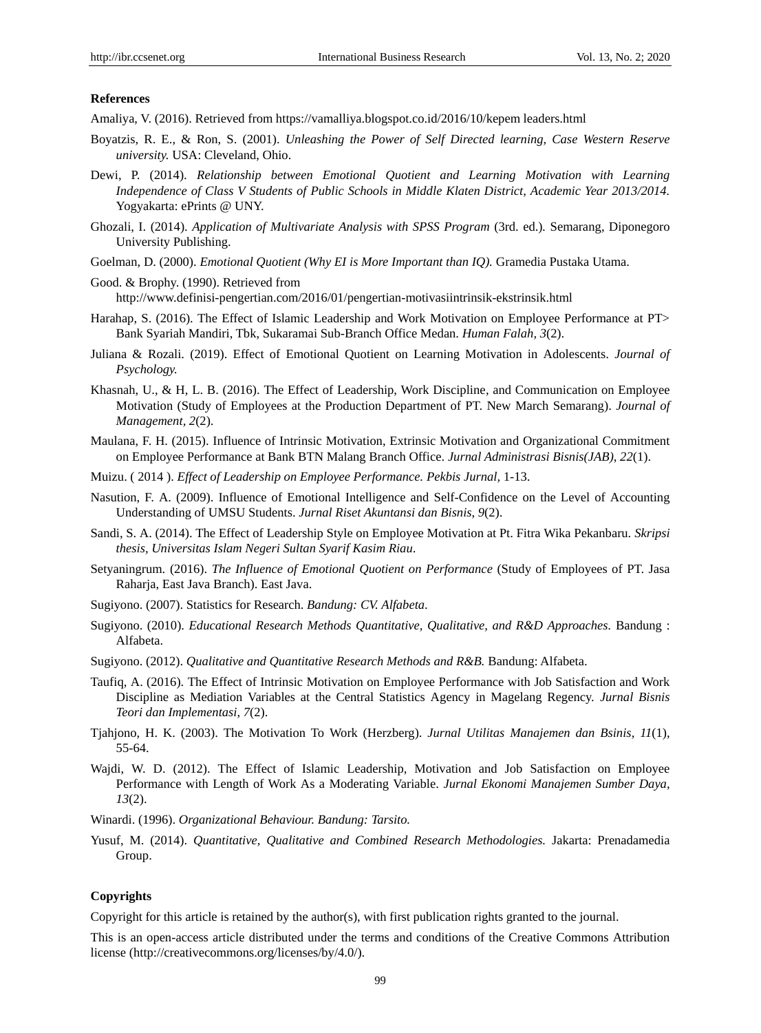### References

Amaliya, V. (2016). Retrieved from https://vamalliya.blogspot.co.id/2016/10/kepem leaders.html

Boyatzis, R. E., & Ron, S. (2001). *Unleashing the Power of Self Directed learning, Case Western Reserve university.* USA: Cleveland, Ohio.

Dewi, P. (2014). *Relationship between Emotional Quotient and Learning Motivation with Learning Independence of Class V Students of Public Schools in Middle Klaten District, Academic Year 2013/2014.* Yogyakarta: ePrints @ UNY.

Ghozali, I. (2014). *Application of Multivariate Analysis with SPSS Program* (3rd. ed.). Semarang, Diponegoro University Publishing.

Goelman, D. (2000). *Emotional Quotient (Why EI is More Important than IQ).* Gramedia Pustaka Utama.

Good. & Brophy. (1990). Retrieved from http://www.definisi-pengertian.com/2016/01/pengertian-motivasiintrinsik-ekstrinsik.html

Harahap, S. (2016). The Effect of Islamic Leadership and Work Motivation on Employee Performance at PT> Bank Syariah Mandiri, Tbk, Sukaramai Sub-Branch Office Medan. *Human Falah, 3*(2).

Juliana & Rozali. (2019). Effect of Emotional Quotient on Learning Motivation in Adolescents. *Journal of Psychology.*

Khasnah, U., & H, L. B. (2016). The Effect of Leadership, Work Discipline, and Communication on Employee Motivation (Study of Employees at the Production Department of PT. New March Semarang). *Journal of Management, 2*(2).

Maulana, F. H. (2015). Influence of Intrinsic Motivation, Extrinsic Motivation and Organizational Commitment on Employee Performance at Bank BTN Malang Branch Office. *Jurnal Administrasi Bisnis(JAB), 22*(1).

Muizu. ( 2014 ). *Effect of Leadership on Employee Performance. Pekbis Jurnal,* 1-13.

Nasution, F. A. (2009). Influence of Emotional Intelligence and Self-Confidence on the Level of Accounting Understanding of UMSU Students. *Jurnal Riset Akuntansi dan Bisnis, 9*(2).

Sandi, S. A. (2014). The Effect of Leadership Style on Employee Motivation at Pt. Fitra Wika Pekanbaru. *Skripsi thesis, Universitas Islam Negeri Sultan Syarif Kasim Riau*.

Setyaningrum. (2016). *The Influence of Emotional Quotient on Performance* (Study of Employees of PT. Jasa Raharja, East Java Branch). East Java.

Sugiyono. (2007). Statistics for Research. *Bandung: CV. Alfabeta*.

Sugiyono. (2010). *Educational Research Methods Quantitative, Qualitative, and R&D Approaches*. Bandung : Alfabeta.

Sugiyono. (2012). *Qualitative and Quantitative Research Methods and R&B.* Bandung: Alfabeta.

Taufiq, A. (2016). The Effect of Intrinsic Motivation on Employee Performance with Job Satisfaction and Work Discipline as Mediation Variables at the Central Statistics Agency in Magelang Regency. *Jurnal Bisnis Teori dan Implementasi, 7*(2).

Tjahjono, H. K. (2003). The Motivation To Work (Herzberg). *Jurnal Utilitas Manajemen dan Bsinis*, *11*(1), 55-64.

Wajdi, W. D. (2012). The Effect of Islamic Leadership, Motivation and Job Satisfaction on Employee Performance with Length of Work As a Moderating Variable. *Jurnal Ekonomi Manajemen Sumber Daya*, *13*(2).

Winardi. (1996). *Organizational Behaviour. Bandung: Tarsito.*

Yusuf, M. (2014). *Quantitative, Qualitative and Combined Research Methodologies.* Jakarta: Prenadamedia Group.

### Copyrights

Copyright for this article is retained by the author(s), with first publication rights granted to the journal.

This is an open-access article distributed under the terms and conditions of the Creative Commons Attribution license (http://creativecommons.org/licenses/by/4.0/).